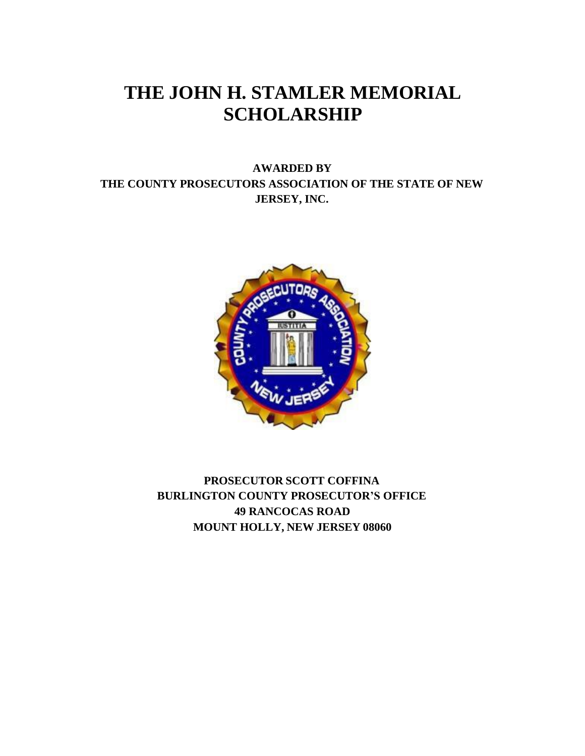# THE JOHN H. STAMLER MEMORIAL SCHOLARSHIP

**AWARDED BY**
**THE COUNTY PROSECUTORS ASSOCIATION OF THE STATE OF NEW JERSEY, INC.**

**PROSECUTOR SCOTT COFFINA**
**BURLINGTON COUNTY PROSECUTOR'S OFFICE**
**49 RANCOCAS ROAD**
**MOUNT HOLLY, NEW JERSEY 08060**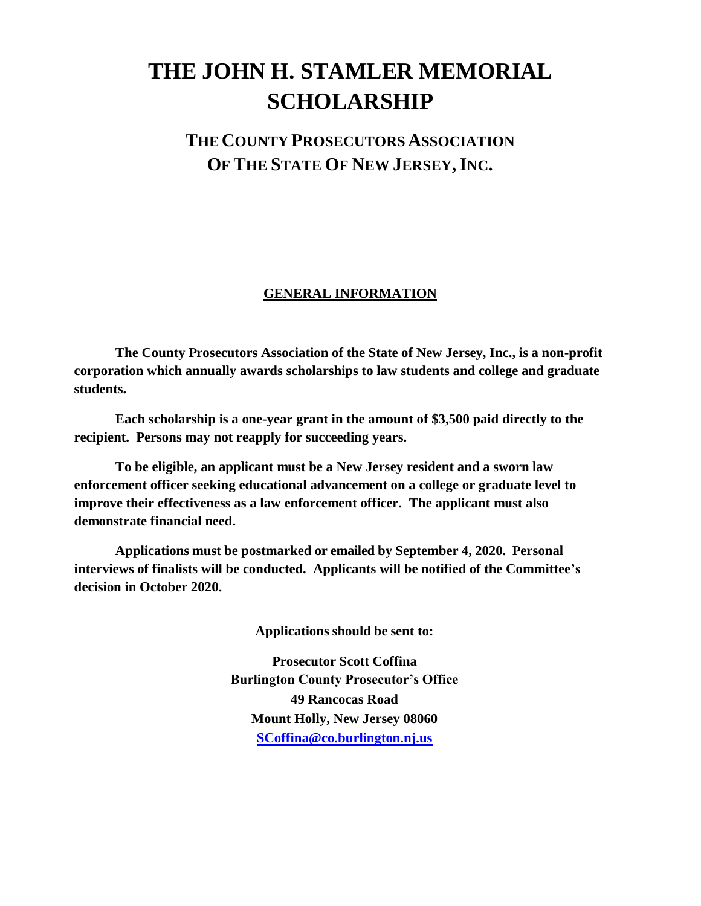# THE JOHN H. STAMLER MEMORIAL SCHOLARSHIP

## THE COUNTY PROSECUTORS ASSOCIATION OF THE STATE OF NEW JERSEY, INC.

### GENERAL INFORMATION

**The County Prosecutors Association of the State of New Jersey, Inc., is a non-profit corporation which annually awards scholarships to law students and college and graduate students.**

**Each scholarship is a one-year grant in the amount of $3,500 paid directly to the recipient. Persons may not reapply for succeeding years.**

**To be eligible, an applicant must be a New Jersey resident and a sworn law enforcement officer seeking educational advancement on a college or graduate level to improve their effectiveness as a law enforcement officer. The applicant must also demonstrate financial need.**

**Applications must be postmarked or emailed by September 4, 2020. Personal interviews of finalists will be conducted. Applicants will be notified of the Committee's decision in October 2020.**

**Applications should be sent to:**

**Prosecutor Scott Coffina**
**Burlington County Prosecutor's Office**
**49 Rancocas Road**
**Mount Holly, New Jersey 08060**
**SCoffina@co.burlington.nj.us**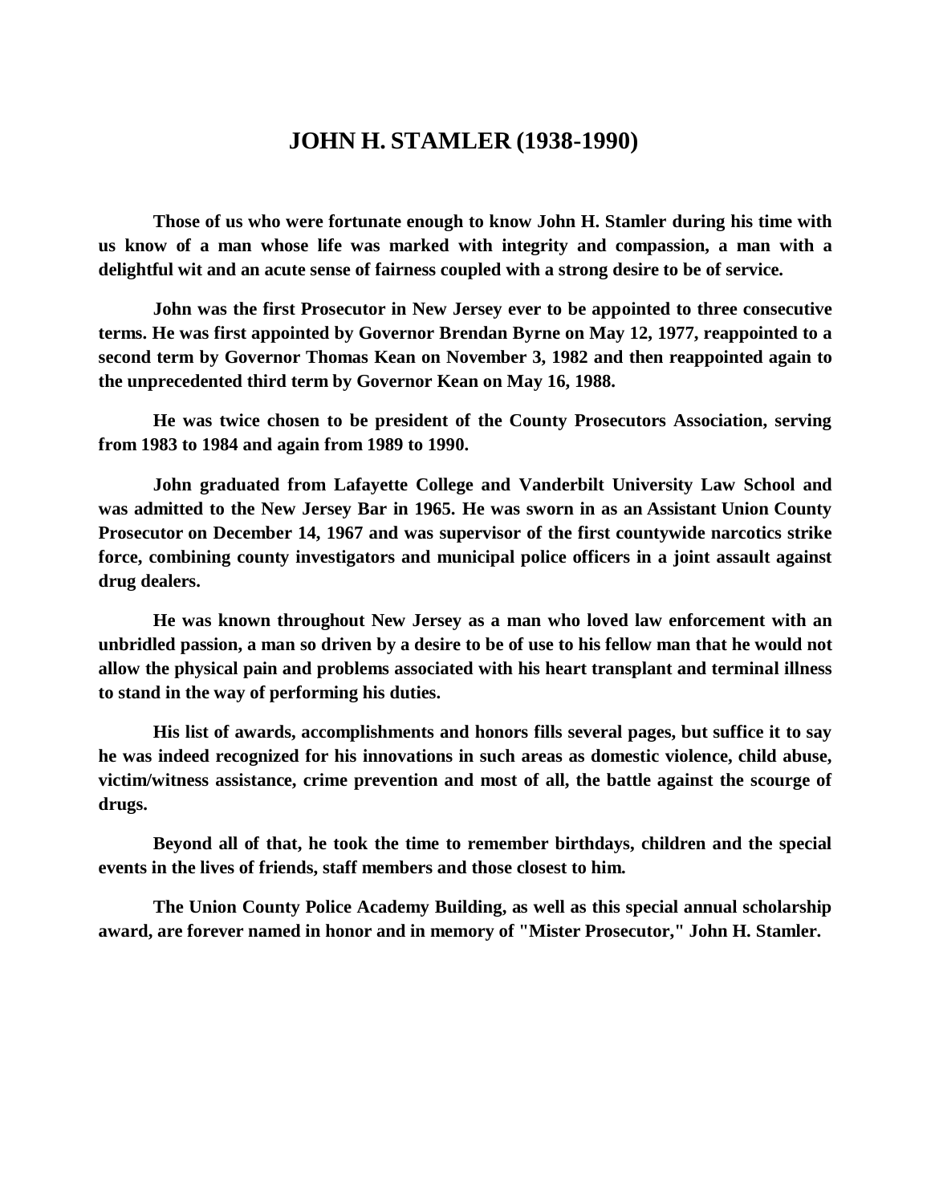# JOHN H. STAMLER (1938-1990)

**Those of us who were fortunate enough to know John H. Stamler during his time with us know of a man whose life was marked with integrity and compassion, a man with a delightful wit and an acute sense of fairness coupled with a strong desire to be of service.**

**John was the first Prosecutor in New Jersey ever to be appointed to three consecutive terms. He was first appointed by Governor Brendan Byrne on May 12, 1977, reappointed to a second term by Governor Thomas Kean on November 3, 1982 and then reappointed again to the unprecedented third term by Governor Kean on May 16, 1988.**

**He was twice chosen to be president of the County Prosecutors Association, serving from 1983 to 1984 and again from 1989 to 1990.**

**John graduated from Lafayette College and Vanderbilt University Law School and was admitted to the New Jersey Bar in 1965. He was sworn in as an Assistant Union County Prosecutor on December 14, 1967 and was supervisor of the first countywide narcotics strike force, combining county investigators and municipal police officers in a joint assault against drug dealers.**

**He was known throughout New Jersey as a man who loved law enforcement with an unbridled passion, a man so driven by a desire to be of use to his fellow man that he would not allow the physical pain and problems associated with his heart transplant and terminal illness to stand in the way of performing his duties.**

**His list of awards, accomplishments and honors fills several pages, but suffice it to say he was indeed recognized for his innovations in such areas as domestic violence, child abuse, victim/witness assistance, crime prevention and most of all, the battle against the scourge of drugs.**

**Beyond all of that, he took the time to remember birthdays, children and the special events in the lives of friends, staff members and those closest to him.**

**The Union County Police Academy Building, as well as this special annual scholarship award, are forever named in honor and in memory of "Mister Prosecutor," John H. Stamler.**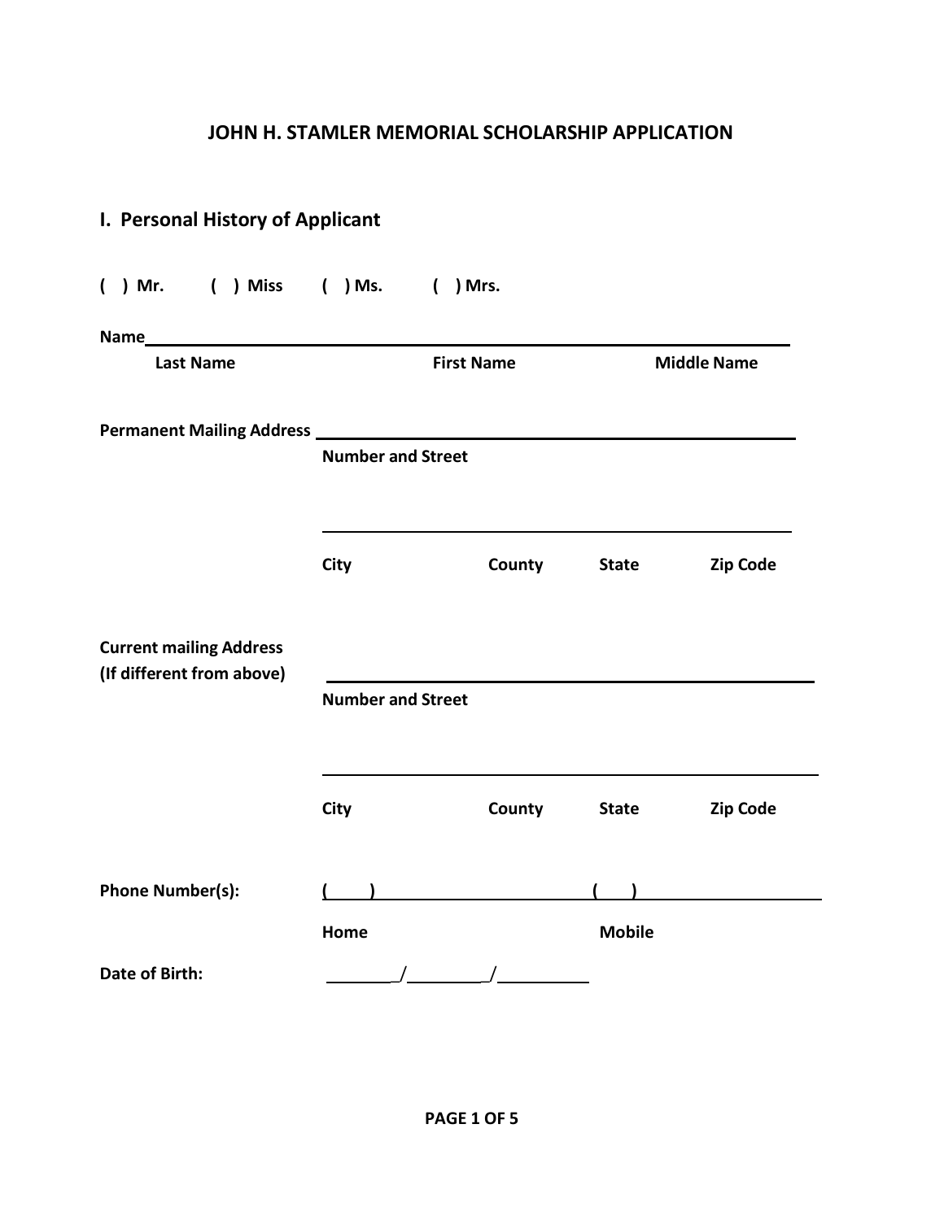# JOHN H. STAMLER MEMORIAL SCHOLARSHIP APPLICATION

## I. Personal History of Applicant

**( ) Mr. ( ) Miss ( ) Ms. ( ) Mrs.**

**Name** ______________________________________________________________

**Last Name** **First Name** **Middle Name**

**Permanent Mailing Address** ______________________________________________

**Number and Street**

______________________________________________

**City** **County** **State** **Zip Code**

**Current mailing Address**
**(If different from above)** ______________________________________________

**Number and Street**

______________________________________________

**City** **County** **State** **Zip Code**

**Phone Number(s):** ( ) ____________________ ( ) ____________________

**Home** **Mobile**

**Date of Birth:** ________/________/__________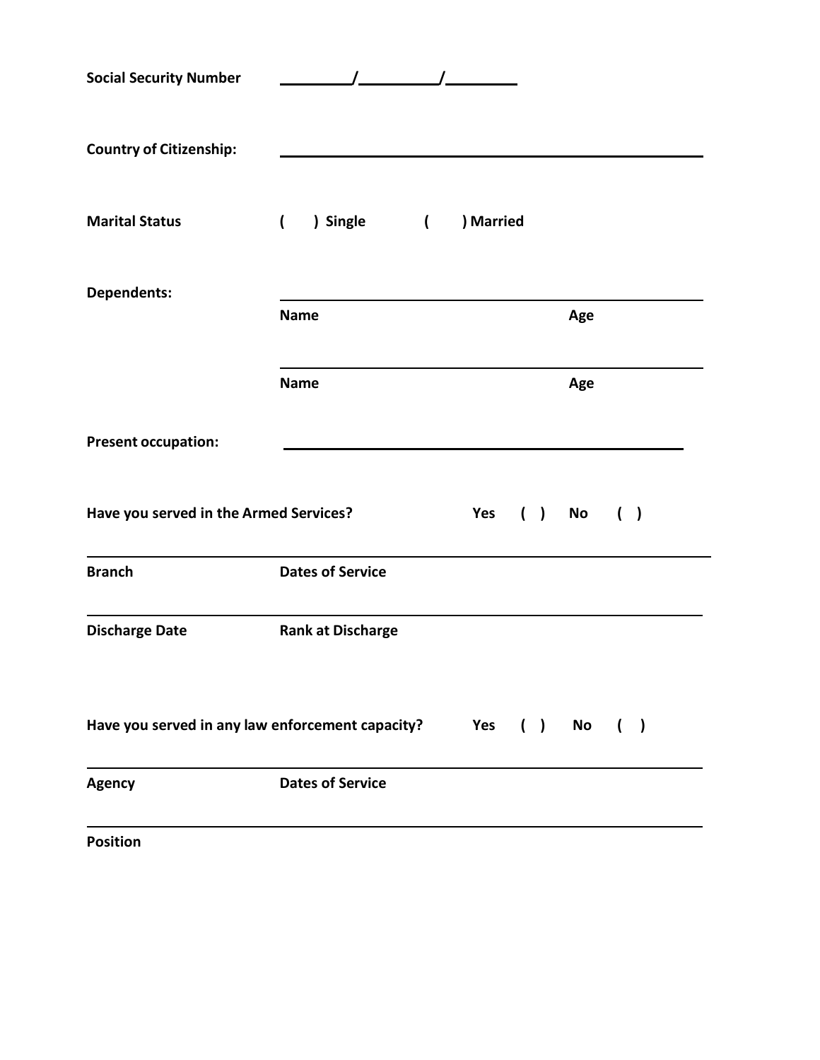**Social Security Number** \_\_\_\_\_\_\_\_/\_\_\_\_\_\_\_\_\_/\_\_\_\_\_\_\_\_

**Country of Citizenship:** \_\_\_\_\_\_\_\_\_\_\_\_\_\_\_\_\_\_\_\_\_\_\_\_\_\_\_\_\_\_\_\_\_\_\_\_\_\_\_\_

**Marital Status** (   ) Single   (   ) Married

**Dependents:**

\_\_\_\_\_\_\_\_\_\_\_\_\_\_\_\_\_\_\_\_\_\_\_\_\_\_\_\_\_\_\_\_\_\_\_\_\_\_\_\_

**Name** **Age**

\_\_\_\_\_\_\_\_\_\_\_\_\_\_\_\_\_\_\_\_\_\_\_\_\_\_\_\_\_\_\_\_\_\_\_\_\_\_\_\_

**Name** **Age**

**Present occupation:** \_\_\_\_\_\_\_\_\_\_\_\_\_\_\_\_\_\_\_\_\_\_\_\_\_\_\_\_\_\_\_\_\_\_\_\_\_\_\_\_

**Have you served in the Armed Services?** **Yes** ( ) **No** ( )

\_\_\_\_\_\_\_\_\_\_\_\_\_\_\_\_\_\_\_\_\_\_\_\_\_\_\_\_\_\_\_\_\_\_\_\_\_\_\_\_

**Branch** **Dates of Service**

\_\_\_\_\_\_\_\_\_\_\_\_\_\_\_\_\_\_\_\_\_\_\_\_\_\_\_\_\_\_\_\_\_\_\_\_\_\_\_\_

**Discharge Date** **Rank at Discharge**

**Have you served in any law enforcement capacity?** **Yes** ( ) **No** ( )

\_\_\_\_\_\_\_\_\_\_\_\_\_\_\_\_\_\_\_\_\_\_\_\_\_\_\_\_\_\_\_\_\_\_\_\_\_\_\_\_

**Agency** **Dates of Service**

\_\_\_\_\_\_\_\_\_\_\_\_\_\_\_\_\_\_\_\_\_\_\_\_\_\_\_\_\_\_\_\_\_\_\_\_\_\_\_\_

**Position**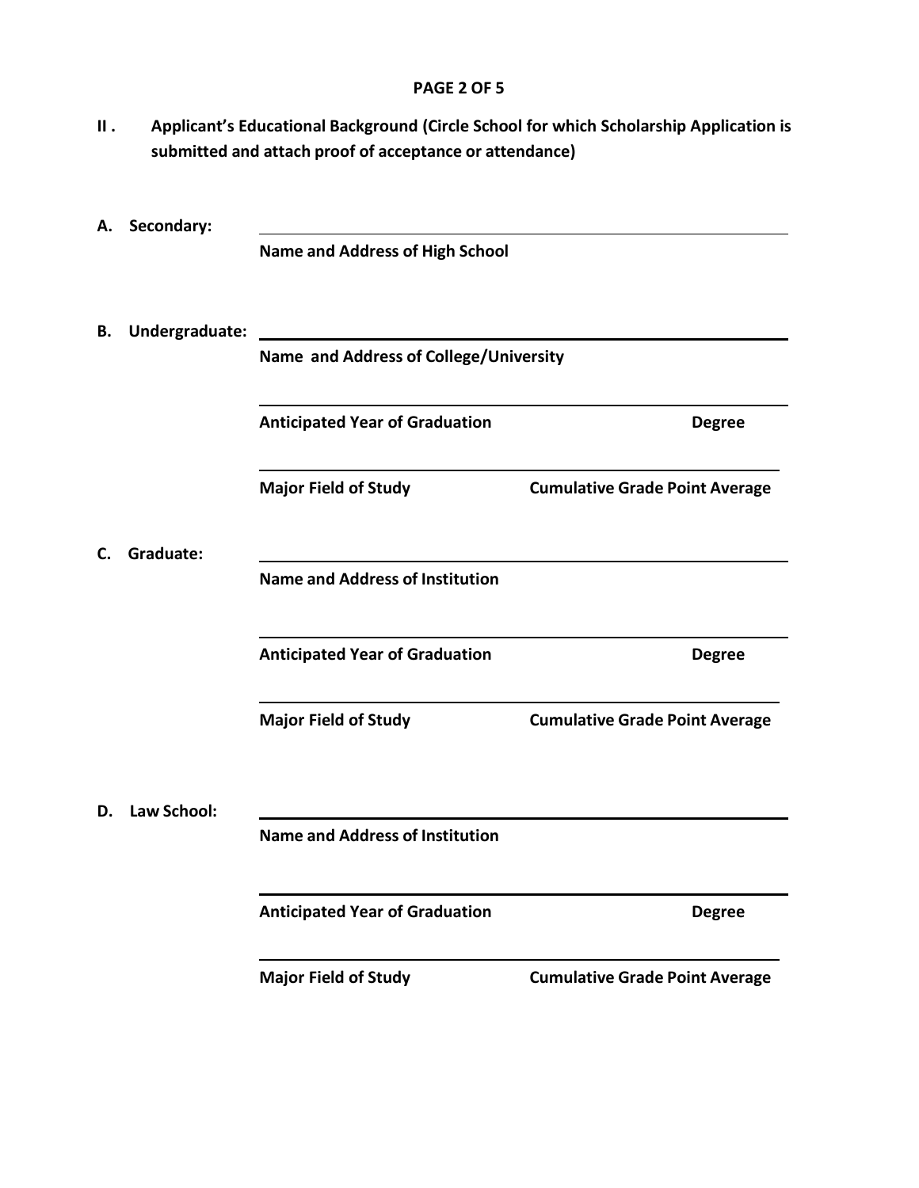**II . Applicant's Educational Background (Circle School for which Scholarship Application is submitted and attach proof of acceptance or attendance)**

**A. Secondary:**

\_\_\_\_\_\_\_\_\_\_\_\_\_\_\_\_\_\_\_\_\_\_\_\_\_\_\_\_\_\_\_\_\_\_\_\_\_\_\_\_\_\_\_\_\_\_\_\_

**Name and Address of High School**

**B. Undergraduate:**

\_\_\_\_\_\_\_\_\_\_\_\_\_\_\_\_\_\_\_\_\_\_\_\_\_\_\_\_\_\_\_\_\_\_\_\_\_\_\_\_\_\_\_\_\_\_\_\_

**Name and Address of College/University**

\_\_\_\_\_\_\_\_\_\_\_\_\_\_\_\_\_\_\_\_\_\_\_\_\_\_\_\_\_\_\_\_\_\_\_\_\_\_\_\_\_\_\_\_\_\_\_\_

**Anticipated Year of Graduation** **Degree**

\_\_\_\_\_\_\_\_\_\_\_\_\_\_\_\_\_\_\_\_\_\_\_\_\_\_\_\_\_\_\_\_\_\_\_\_\_\_\_\_\_\_\_\_\_\_\_\_

**Major Field of Study** **Cumulative Grade Point Average**

**C. Graduate:**

\_\_\_\_\_\_\_\_\_\_\_\_\_\_\_\_\_\_\_\_\_\_\_\_\_\_\_\_\_\_\_\_\_\_\_\_\_\_\_\_\_\_\_\_\_\_\_\_

**Name and Address of Institution**

\_\_\_\_\_\_\_\_\_\_\_\_\_\_\_\_\_\_\_\_\_\_\_\_\_\_\_\_\_\_\_\_\_\_\_\_\_\_\_\_\_\_\_\_\_\_\_\_

**Anticipated Year of Graduation** **Degree**

\_\_\_\_\_\_\_\_\_\_\_\_\_\_\_\_\_\_\_\_\_\_\_\_\_\_\_\_\_\_\_\_\_\_\_\_\_\_\_\_\_\_\_\_\_\_\_\_

**Major Field of Study** **Cumulative Grade Point Average**

**D. Law School:**

\_\_\_\_\_\_\_\_\_\_\_\_\_\_\_\_\_\_\_\_\_\_\_\_\_\_\_\_\_\_\_\_\_\_\_\_\_\_\_\_\_\_\_\_\_\_\_\_

**Name and Address of Institution**

\_\_\_\_\_\_\_\_\_\_\_\_\_\_\_\_\_\_\_\_\_\_\_\_\_\_\_\_\_\_\_\_\_\_\_\_\_\_\_\_\_\_\_\_\_\_\_\_

**Anticipated Year of Graduation** **Degree**

\_\_\_\_\_\_\_\_\_\_\_\_\_\_\_\_\_\_\_\_\_\_\_\_\_\_\_\_\_\_\_\_\_\_\_\_\_\_\_\_\_\_\_\_\_\_\_\_

**Major Field of Study** **Cumulative Grade Point Average**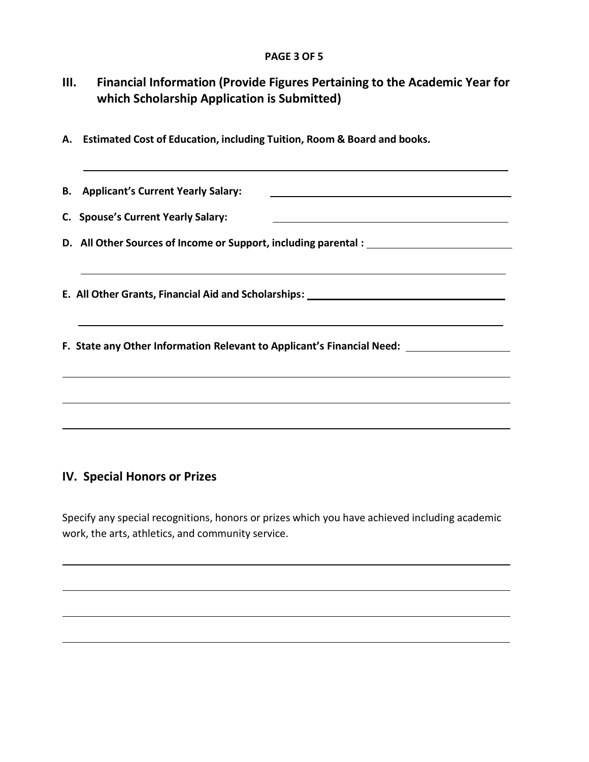## III. Financial Information (Provide Figures Pertaining to the Academic Year for which Scholarship Application is Submitted)

**A. Estimated Cost of Education, including Tuition, Room & Board and books.**

______________________________________________________________

**B. Applicant's Current Yearly Salary:** ______________________________

**C. Spouse's Current Yearly Salary:** ______________________________

**D. All Other Sources of Income or Support, including parental :** ____________________

______________________________________________________________

**E. All Other Grants, Financial Aid and Scholarships:** ____________________________

______________________________________________________________

**F. State any Other Information Relevant to Applicant's Financial Need:** ______________

______________________________________________________________

______________________________________________________________

______________________________________________________________

## IV. Special Honors or Prizes

Specify any special recognitions, honors or prizes which you have achieved including academic work, the arts, athletics, and community service.

______________________________________________________________

______________________________________________________________

______________________________________________________________

______________________________________________________________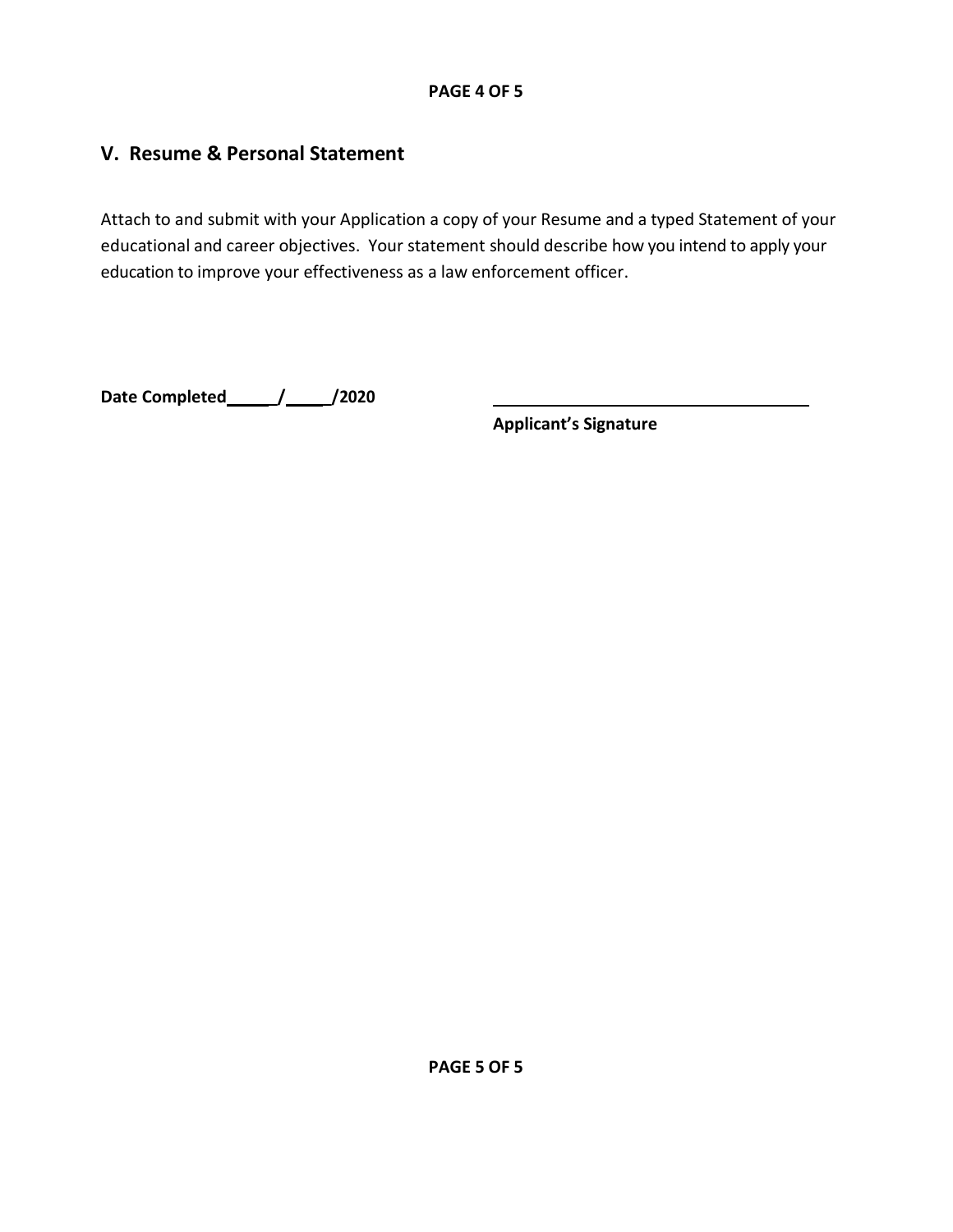## V. Resume & Personal Statement

Attach to and submit with your Application a copy of your Resume and a typed Statement of your educational and career objectives. Your statement should describe how you intend to apply your education to improve your effectiveness as a law enforcement officer.

**Date Completed_____/_____/2020**

**_______________________________**

**Applicant's Signature**